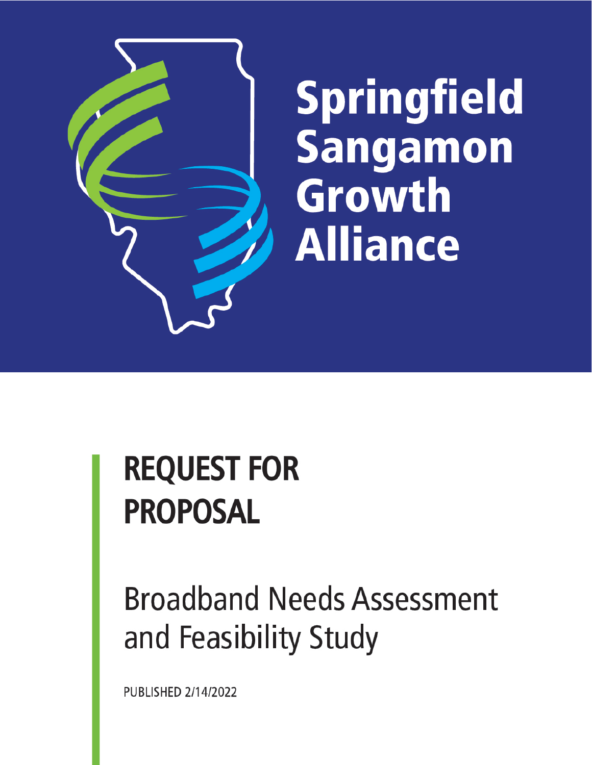# Springfield Sangamon Growth Alliance

# REQUEST FOR PROPOSAL

## Broadband Needs Assessment and Feasibility Study

PUBLISHED 2/14/2022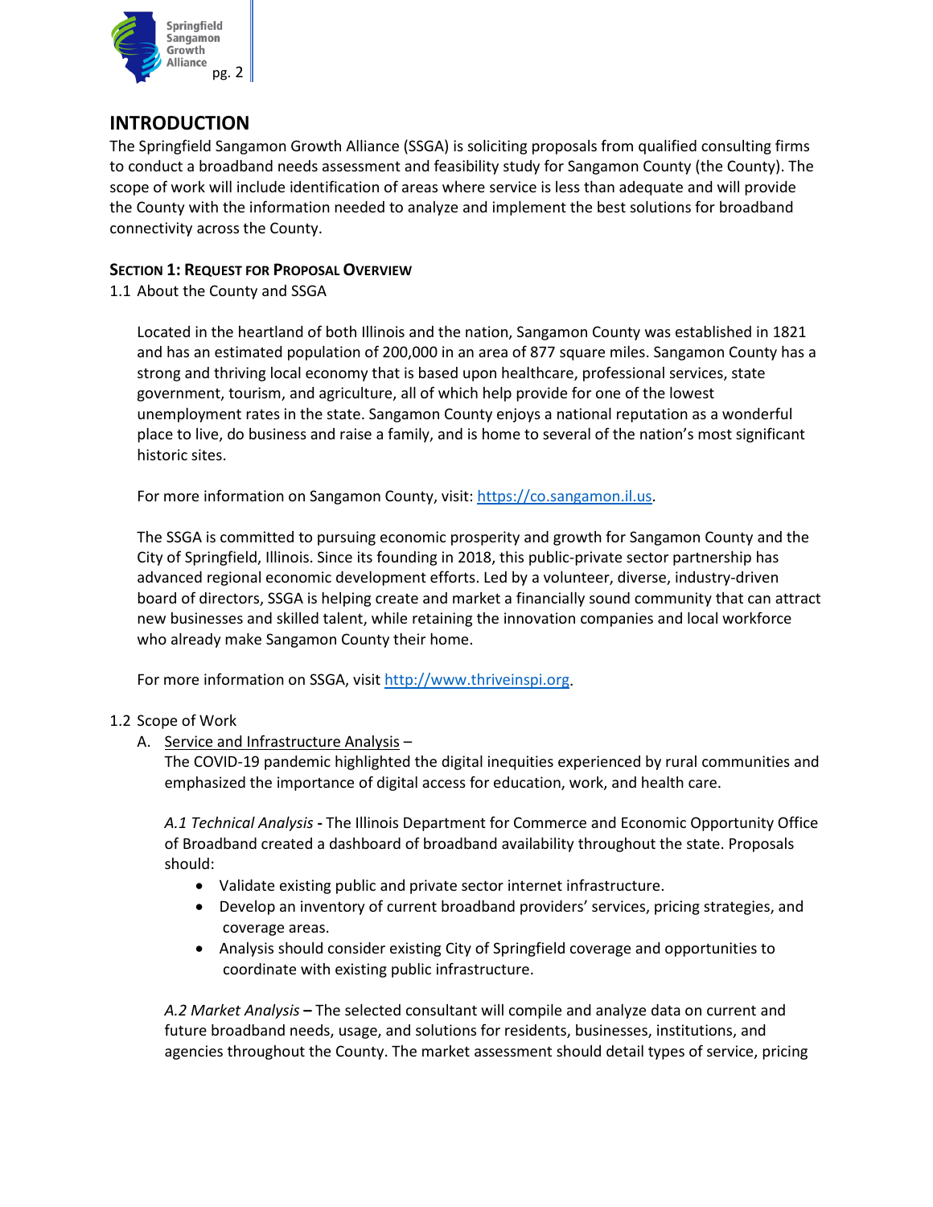## INTRODUCTION

The Springfield Sangamon Growth Alliance (SSGA) is soliciting proposals from qualified consulting firms to conduct a broadband needs assessment and feasibility study for Sangamon County (the County). The scope of work will include identification of areas where service is less than adequate and will provide the County with the information needed to analyze and implement the best solutions for broadband connectivity across the County.

### SECTION 1: REQUEST FOR PROPOSAL OVERVIEW

1.1 About the County and SSGA

Located in the heartland of both Illinois and the nation, Sangamon County was established in 1821 and has an estimated population of 200,000 in an area of 877 square miles. Sangamon County has a strong and thriving local economy that is based upon healthcare, professional services, state government, tourism, and agriculture, all of which help provide for one of the lowest unemployment rates in the state. Sangamon County enjoys a national reputation as a wonderful place to live, do business and raise a family, and is home to several of the nation's most significant historic sites.

For more information on Sangamon County, visit: https://co.sangamon.il.us.

The SSGA is committed to pursuing economic prosperity and growth for Sangamon County and the City of Springfield, Illinois. Since its founding in 2018, this public-private sector partnership has advanced regional economic development efforts. Led by a volunteer, diverse, industry-driven board of directors, SSGA is helping create and market a financially sound community that can attract new businesses and skilled talent, while retaining the innovation companies and local workforce who already make Sangamon County their home.

For more information on SSGA, visit http://www.thriveinspi.org.

1.2 Scope of Work

A. Service and Infrastructure Analysis –
The COVID-19 pandemic highlighted the digital inequities experienced by rural communities and emphasized the importance of digital access for education, work, and health care.

*A.1 Technical Analysis* **-** The Illinois Department for Commerce and Economic Opportunity Office of Broadband created a dashboard of broadband availability throughout the state. Proposals should:

- Validate existing public and private sector internet infrastructure.
- Develop an inventory of current broadband providers' services, pricing strategies, and coverage areas.
- Analysis should consider existing City of Springfield coverage and opportunities to coordinate with existing public infrastructure.

*A.2 Market Analysis* **–** The selected consultant will compile and analyze data on current and future broadband needs, usage, and solutions for residents, businesses, institutions, and agencies throughout the County. The market assessment should detail types of service, pricing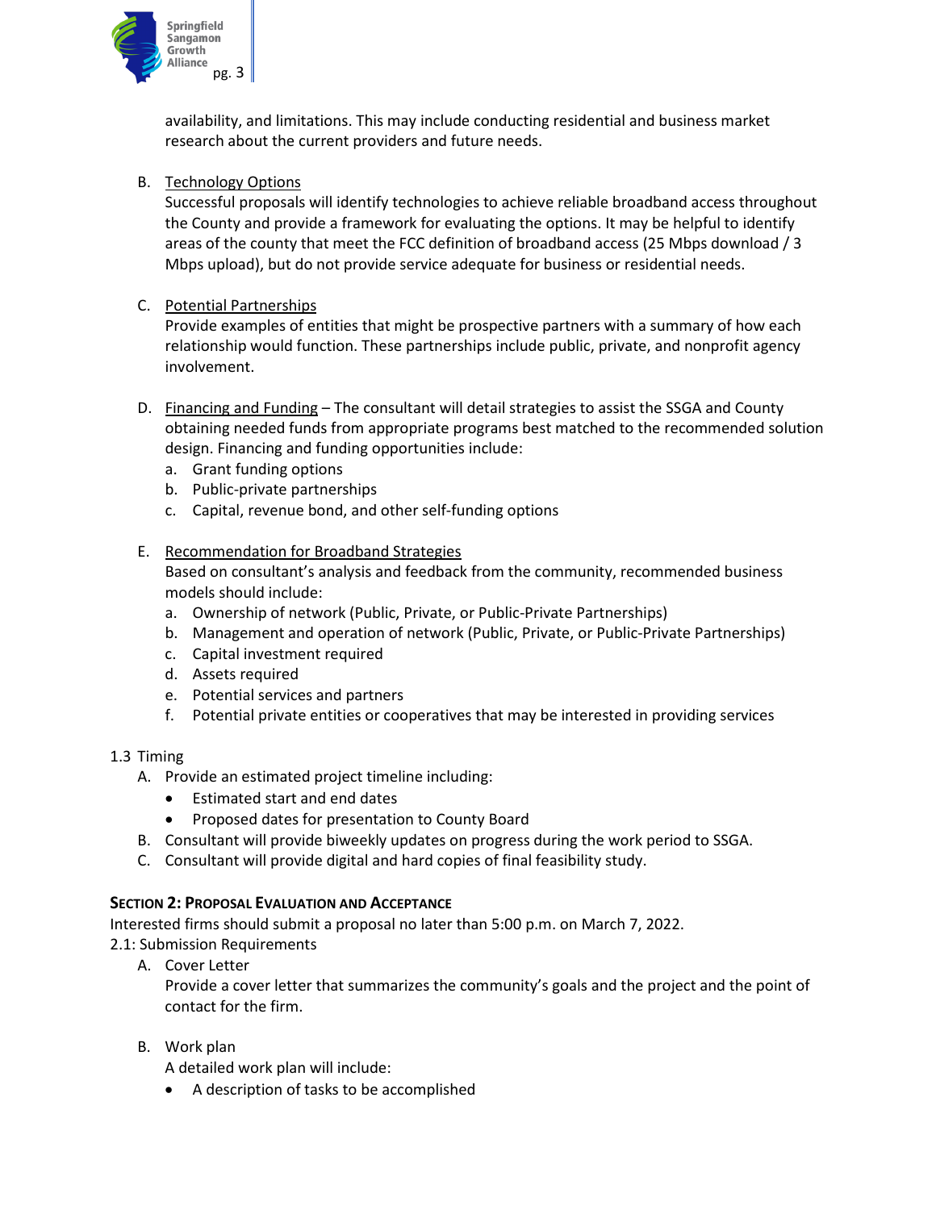availability, and limitations. This may include conducting residential and business market research about the current providers and future needs.

B. Technology Options
   Successful proposals will identify technologies to achieve reliable broadband access throughout the County and provide a framework for evaluating the options. It may be helpful to identify areas of the county that meet the FCC definition of broadband access (25 Mbps download / 3 Mbps upload), but do not provide service adequate for business or residential needs.

C. Potential Partnerships
   Provide examples of entities that might be prospective partners with a summary of how each relationship would function. These partnerships include public, private, and nonprofit agency involvement.

D. Financing and Funding – The consultant will detail strategies to assist the SSGA and County obtaining needed funds from appropriate programs best matched to the recommended solution design. Financing and funding opportunities include:
   a. Grant funding options
   b. Public-private partnerships
   c. Capital, revenue bond, and other self-funding options

E. Recommendation for Broadband Strategies
   Based on consultant's analysis and feedback from the community, recommended business models should include:
   a. Ownership of network (Public, Private, or Public-Private Partnerships)
   b. Management and operation of network (Public, Private, or Public-Private Partnerships)
   c. Capital investment required
   d. Assets required
   e. Potential services and partners
   f. Potential private entities or cooperatives that may be interested in providing services

1.3 Timing

A. Provide an estimated project timeline including:
   - Estimated start and end dates
   - Proposed dates for presentation to County Board
B. Consultant will provide biweekly updates on progress during the work period to SSGA.
C. Consultant will provide digital and hard copies of final feasibility study.

## Section 2: Proposal Evaluation and Acceptance

Interested firms should submit a proposal no later than 5:00 p.m. on March 7, 2022.

2.1: Submission Requirements

A. Cover Letter
   Provide a cover letter that summarizes the community's goals and the project and the point of contact for the firm.

B. Work plan
   A detailed work plan will include:
   - A description of tasks to be accomplished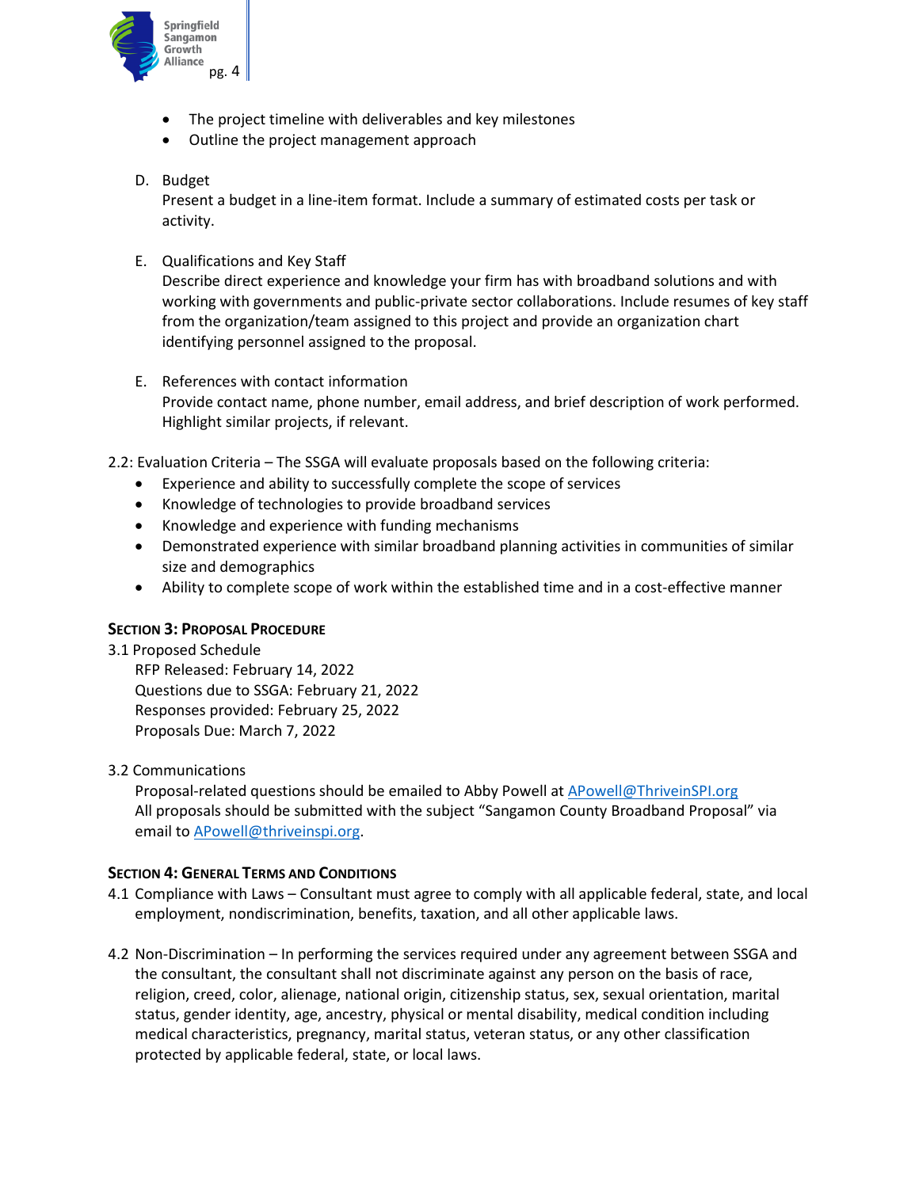- The project timeline with deliverables and key milestones
- Outline the project management approach

D. Budget
Present a budget in a line-item format. Include a summary of estimated costs per task or activity.

E. Qualifications and Key Staff
Describe direct experience and knowledge your firm has with broadband solutions and with working with governments and public-private sector collaborations. Include resumes of key staff from the organization/team assigned to this project and provide an organization chart identifying personnel assigned to the proposal.

E. References with contact information
Provide contact name, phone number, email address, and brief description of work performed. Highlight similar projects, if relevant.

2.2: Evaluation Criteria – The SSGA will evaluate proposals based on the following criteria:

- Experience and ability to successfully complete the scope of services
- Knowledge of technologies to provide broadband services
- Knowledge and experience with funding mechanisms
- Demonstrated experience with similar broadband planning activities in communities of similar size and demographics
- Ability to complete scope of work within the established time and in a cost-effective manner

## SECTION 3: PROPOSAL PROCEDURE

3.1 Proposed Schedule

RFP Released: February 14, 2022
Questions due to SSGA: February 21, 2022
Responses provided: February 25, 2022
Proposals Due: March 7, 2022

3.2 Communications

Proposal-related questions should be emailed to Abby Powell at APowell@ThriveinSPI.org
All proposals should be submitted with the subject "Sangamon County Broadband Proposal" via email to APowell@thriveinspi.org.

## SECTION 4: GENERAL TERMS AND CONDITIONS

4.1 Compliance with Laws – Consultant must agree to comply with all applicable federal, state, and local employment, nondiscrimination, benefits, taxation, and all other applicable laws.

4.2 Non-Discrimination – In performing the services required under any agreement between SSGA and the consultant, the consultant shall not discriminate against any person on the basis of race, religion, creed, color, alienage, national origin, citizenship status, sex, sexual orientation, marital status, gender identity, age, ancestry, physical or mental disability, medical condition including medical characteristics, pregnancy, marital status, veteran status, or any other classification protected by applicable federal, state, or local laws.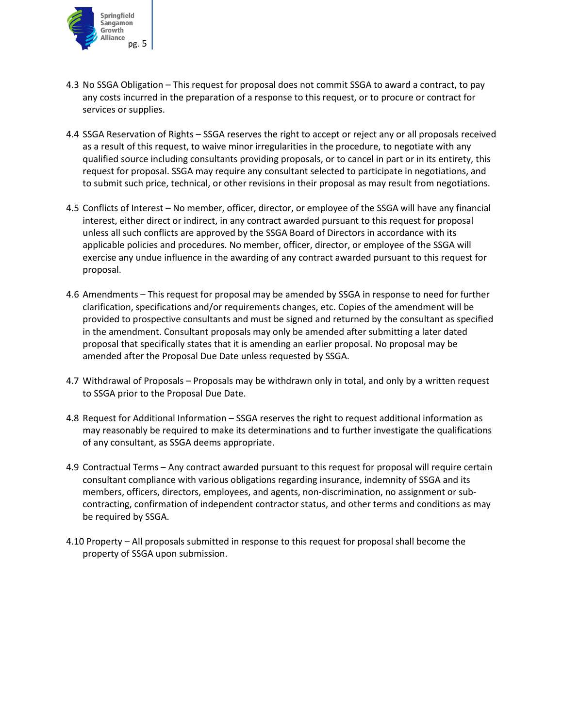4.3 No SSGA Obligation – This request for proposal does not commit SSGA to award a contract, to pay any costs incurred in the preparation of a response to this request, or to procure or contract for services or supplies.

4.4 SSGA Reservation of Rights – SSGA reserves the right to accept or reject any or all proposals received as a result of this request, to waive minor irregularities in the procedure, to negotiate with any qualified source including consultants providing proposals, or to cancel in part or in its entirety, this request for proposal. SSGA may require any consultant selected to participate in negotiations, and to submit such price, technical, or other revisions in their proposal as may result from negotiations.

4.5 Conflicts of Interest – No member, officer, director, or employee of the SSGA will have any financial interest, either direct or indirect, in any contract awarded pursuant to this request for proposal unless all such conflicts are approved by the SSGA Board of Directors in accordance with its applicable policies and procedures. No member, officer, director, or employee of the SSGA will exercise any undue influence in the awarding of any contract awarded pursuant to this request for proposal.

4.6 Amendments – This request for proposal may be amended by SSGA in response to need for further clarification, specifications and/or requirements changes, etc. Copies of the amendment will be provided to prospective consultants and must be signed and returned by the consultant as specified in the amendment. Consultant proposals may only be amended after submitting a later dated proposal that specifically states that it is amending an earlier proposal. No proposal may be amended after the Proposal Due Date unless requested by SSGA.

4.7 Withdrawal of Proposals – Proposals may be withdrawn only in total, and only by a written request to SSGA prior to the Proposal Due Date.

4.8 Request for Additional Information – SSGA reserves the right to request additional information as may reasonably be required to make its determinations and to further investigate the qualifications of any consultant, as SSGA deems appropriate.

4.9 Contractual Terms – Any contract awarded pursuant to this request for proposal will require certain consultant compliance with various obligations regarding insurance, indemnity of SSGA and its members, officers, directors, employees, and agents, non-discrimination, no assignment or sub-contracting, confirmation of independent contractor status, and other terms and conditions as may be required by SSGA.

4.10 Property – All proposals submitted in response to this request for proposal shall become the property of SSGA upon submission.